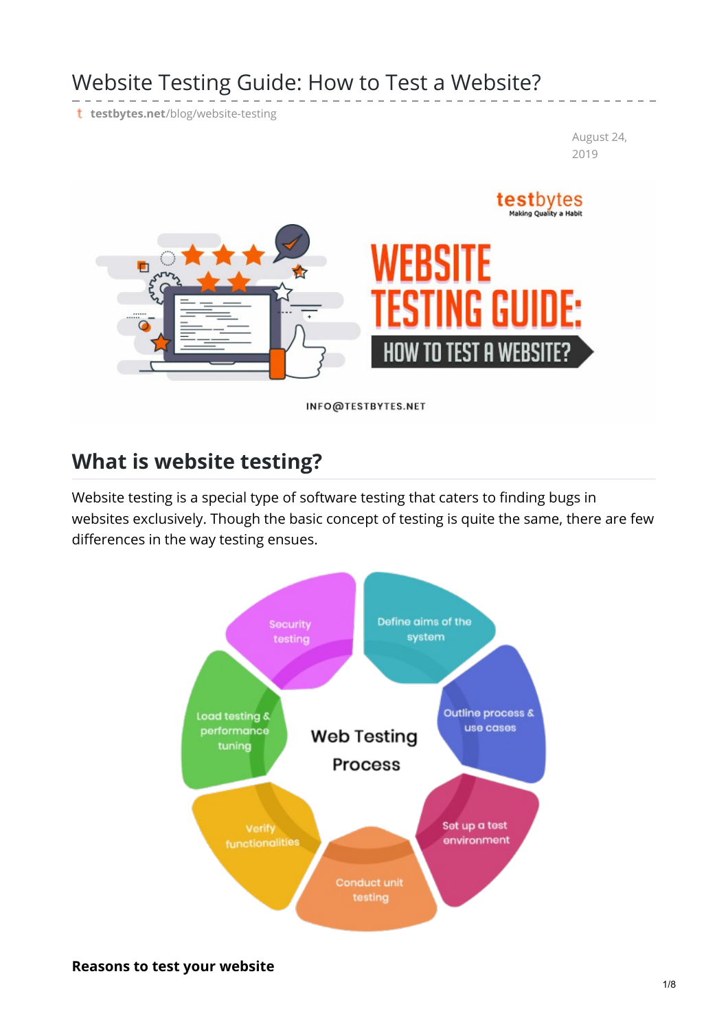# Website Testing Guide: How to Test a Website?

testbytes.net/blog/website-testing

August 24, 2019

## What is website testing?

Website testing is a special type of software testing that caters to finding bugs in websites exclusively. Though the basic concept of testing is quite the same, there are few differences in the way testing ensues.

**Reasons to test your website**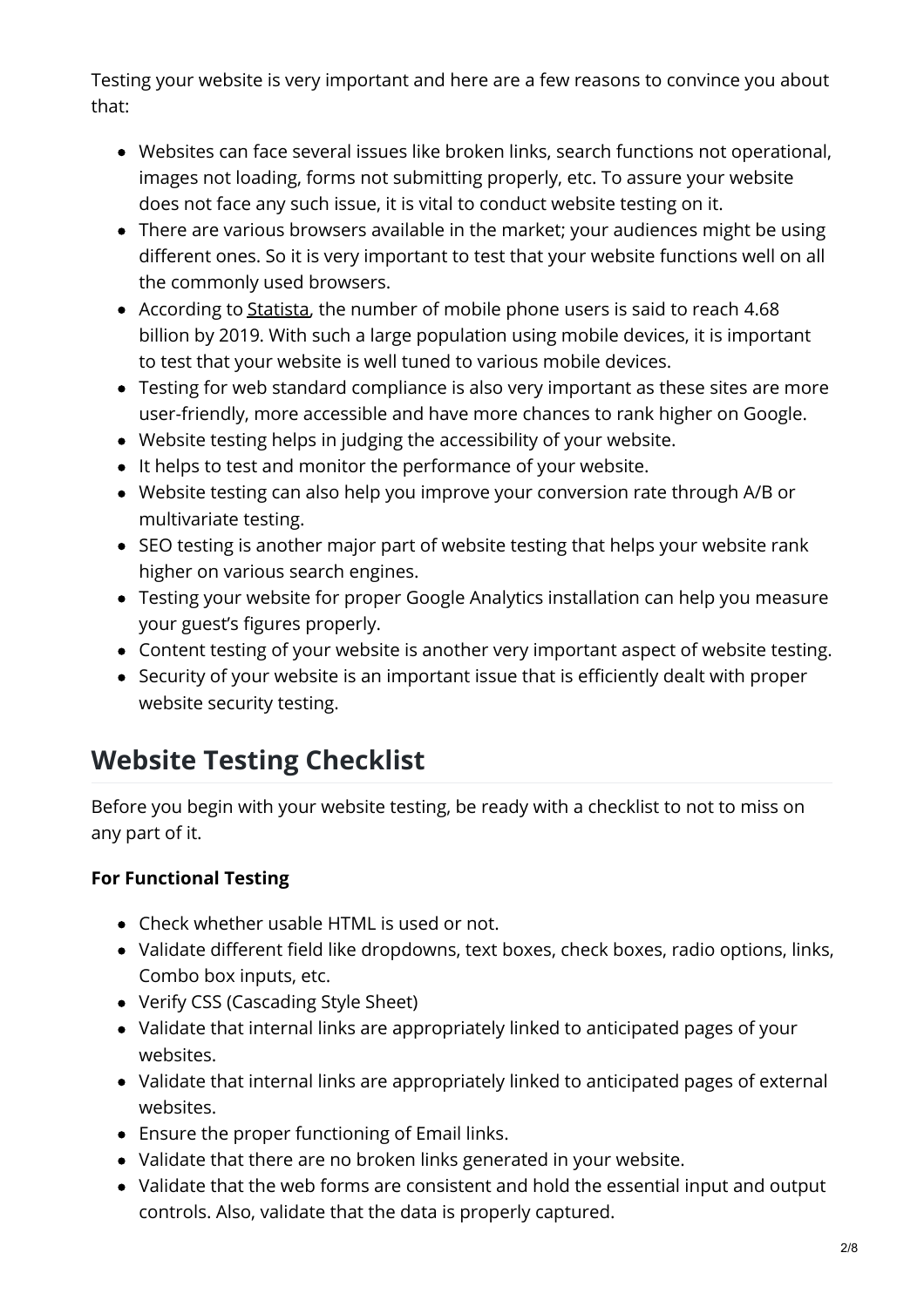Testing your website is very important and here are a few reasons to convince you about that:

- Websites can face several issues like broken links, search functions not operational, images not loading, forms not submitting properly, etc. To assure your website does not face any such issue, it is vital to conduct website testing on it.
- There are various browsers available in the market; your audiences might be using different ones. So it is very important to test that your website functions well on all the commonly used browsers.
- According to Statista, the number of mobile phone users is said to reach 4.68 billion by 2019. With such a large population using mobile devices, it is important to test that your website is well tuned to various mobile devices.
- Testing for web standard compliance is also very important as these sites are more user-friendly, more accessible and have more chances to rank higher on Google.
- Website testing helps in judging the accessibility of your website.
- It helps to test and monitor the performance of your website.
- Website testing can also help you improve your conversion rate through A/B or multivariate testing.
- SEO testing is another major part of website testing that helps your website rank higher on various search engines.
- Testing your website for proper Google Analytics installation can help you measure your guest's figures properly.
- Content testing of your website is another very important aspect of website testing.
- Security of your website is an important issue that is efficiently dealt with proper website security testing.

## Website Testing Checklist

Before you begin with your website testing, be ready with a checklist to not to miss on any part of it.

**For Functional Testing**

- Check whether usable HTML is used or not.
- Validate different field like dropdowns, text boxes, check boxes, radio options, links, Combo box inputs, etc.
- Verify CSS (Cascading Style Sheet)
- Validate that internal links are appropriately linked to anticipated pages of your websites.
- Validate that internal links are appropriately linked to anticipated pages of external websites.
- Ensure the proper functioning of Email links.
- Validate that there are no broken links generated in your website.
- Validate that the web forms are consistent and hold the essential input and output controls. Also, validate that the data is properly captured.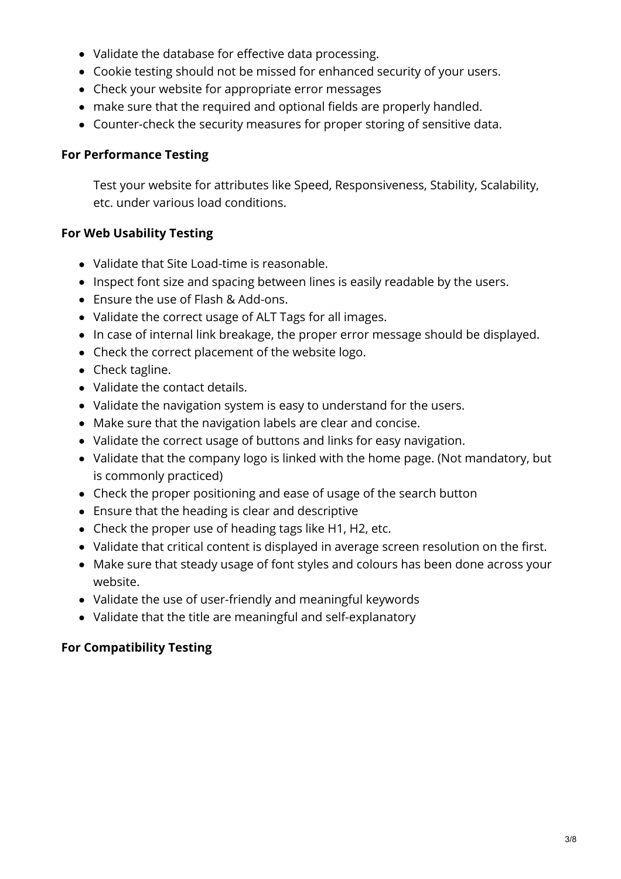- Validate the database for effective data processing.
- Cookie testing should not be missed for enhanced security of your users.
- Check your website for appropriate error messages
- make sure that the required and optional fields are properly handled.
- Counter-check the security measures for proper storing of sensitive data.

**For Performance Testing**

Test your website for attributes like Speed, Responsiveness, Stability, Scalability, etc. under various load conditions.

**For Web Usability Testing**

- Validate that Site Load-time is reasonable.
- Inspect font size and spacing between lines is easily readable by the users.
- Ensure the use of Flash & Add-ons.
- Validate the correct usage of ALT Tags for all images.
- In case of internal link breakage, the proper error message should be displayed.
- Check the correct placement of the website logo.
- Check tagline.
- Validate the contact details.
- Validate the navigation system is easy to understand for the users.
- Make sure that the navigation labels are clear and concise.
- Validate the correct usage of buttons and links for easy navigation.
- Validate that the company logo is linked with the home page. (Not mandatory, but is commonly practiced)
- Check the proper positioning and ease of usage of the search button
- Ensure that the heading is clear and descriptive
- Check the proper use of heading tags like H1, H2, etc.
- Validate that critical content is displayed in average screen resolution on the first.
- Make sure that steady usage of font styles and colours has been done across your website.
- Validate the use of user-friendly and meaningful keywords
- Validate that the title are meaningful and self-explanatory

**For Compatibility Testing**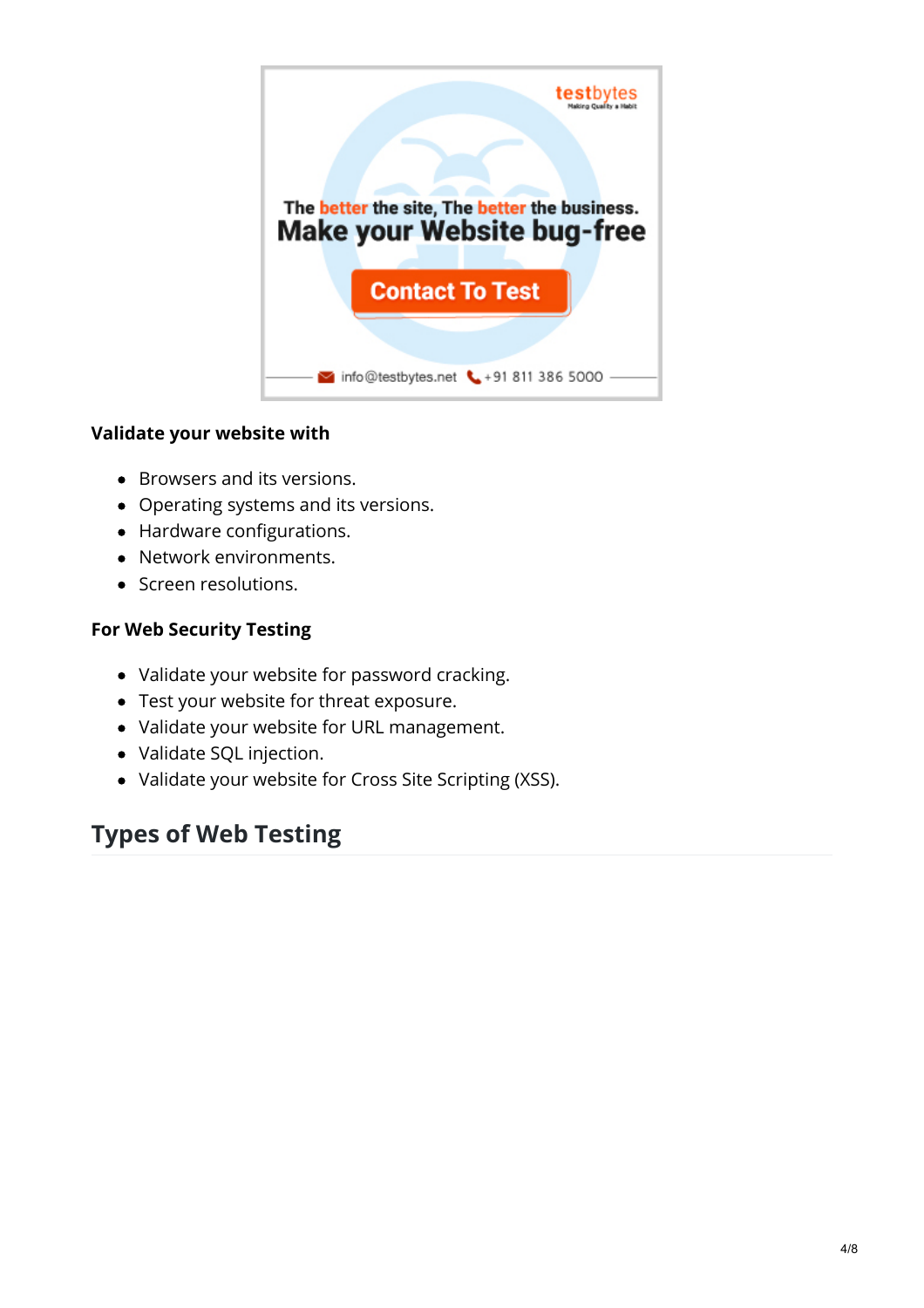The better the site, The better the business.
Make your Website bug-free

Contact To Test

info@testbytes.net +91 811 386 5000

**Validate your website with**

- Browsers and its versions.
- Operating systems and its versions.
- Hardware configurations.
- Network environments.
- Screen resolutions.

**For Web Security Testing**

- Validate your website for password cracking.
- Test your website for threat exposure.
- Validate your website for URL management.
- Validate SQL injection.
- Validate your website for Cross Site Scripting (XSS).

## Types of Web Testing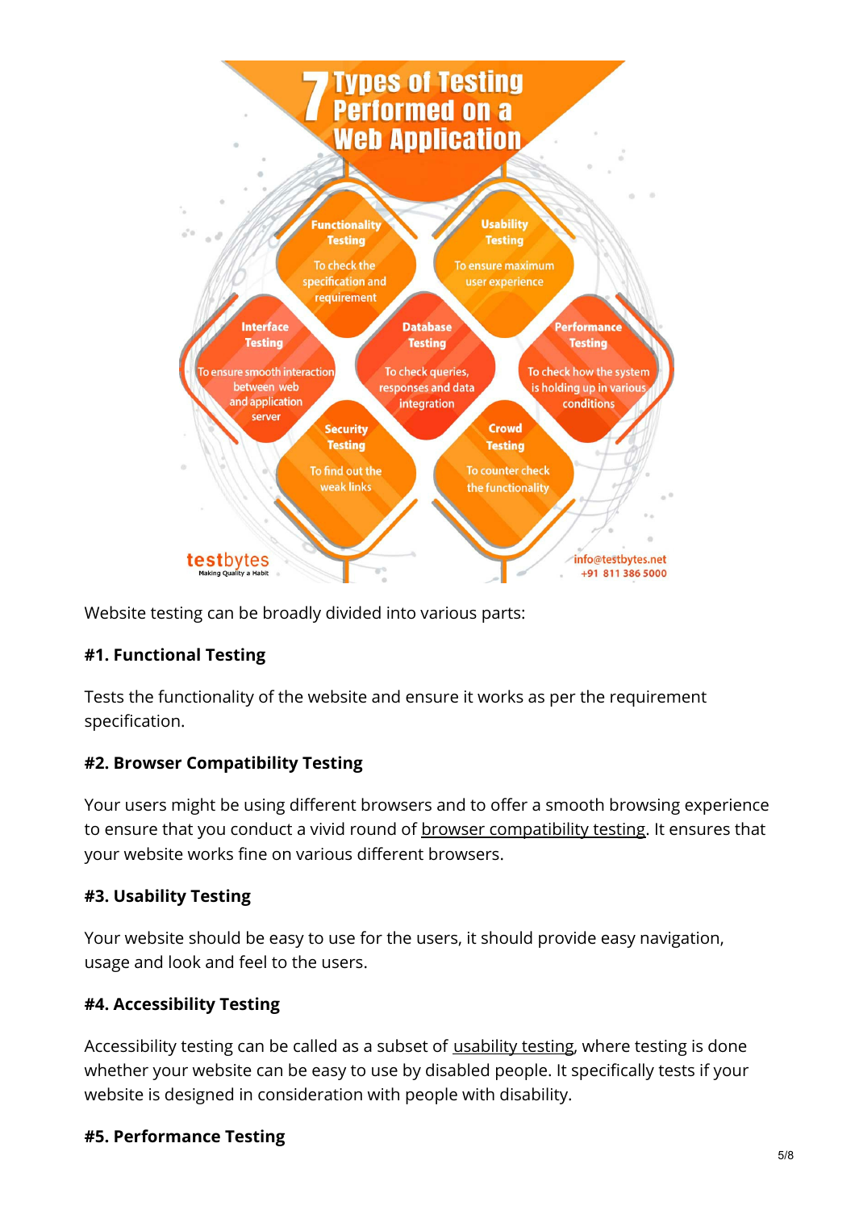Website testing can be broadly divided into various parts:

**#1. Functional Testing**

Tests the functionality of the website and ensure it works as per the requirement specification.

**#2. Browser Compatibility Testing**

Your users might be using different browsers and to offer a smooth browsing experience to ensure that you conduct a vivid round of browser compatibility testing. It ensures that your website works fine on various different browsers.

**#3. Usability Testing**

Your website should be easy to use for the users, it should provide easy navigation, usage and look and feel to the users.

**#4. Accessibility Testing**

Accessibility testing can be called as a subset of usability testing, where testing is done whether your website can be easy to use by disabled people. It specifically tests if your website is designed in consideration with people with disability.

**#5. Performance Testing**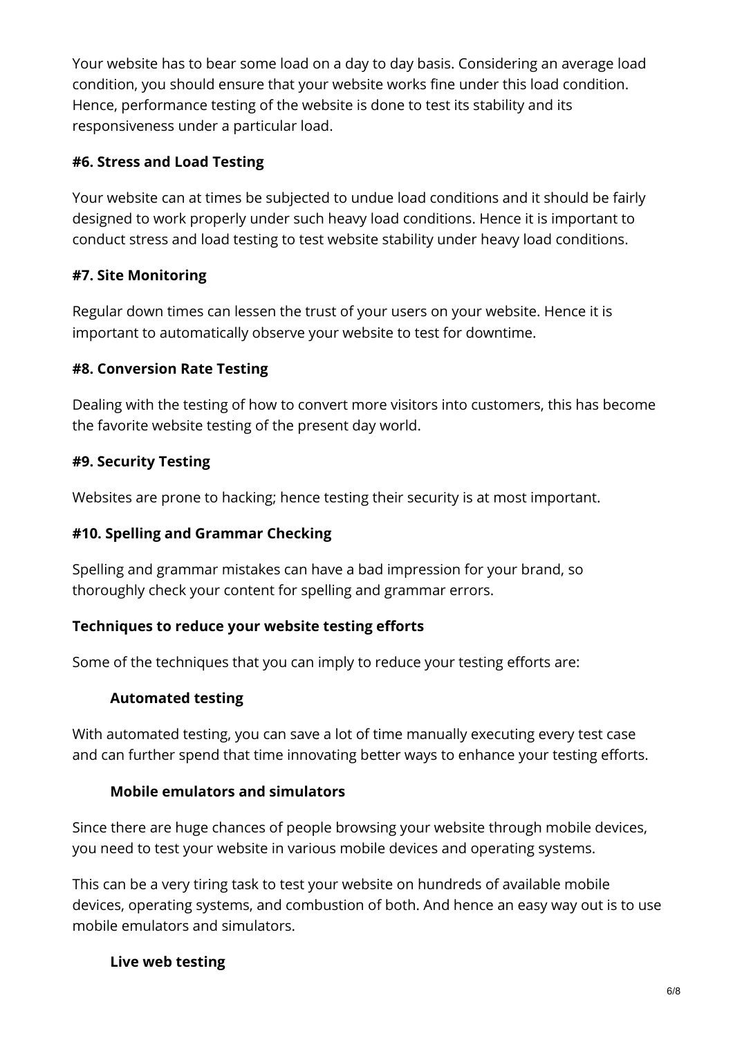Your website has to bear some load on a day to day basis. Considering an average load condition, you should ensure that your website works fine under this load condition. Hence, performance testing of the website is done to test its stability and its responsiveness under a particular load.

**#6. Stress and Load Testing**

Your website can at times be subjected to undue load conditions and it should be fairly designed to work properly under such heavy load conditions. Hence it is important to conduct stress and load testing to test website stability under heavy load conditions.

**#7. Site Monitoring**

Regular down times can lessen the trust of your users on your website. Hence it is important to automatically observe your website to test for downtime.

**#8. Conversion Rate Testing**

Dealing with the testing of how to convert more visitors into customers, this has become the favorite website testing of the present day world.

**#9. Security Testing**

Websites are prone to hacking; hence testing their security is at most important.

**#10. Spelling and Grammar Checking**

Spelling and grammar mistakes can have a bad impression for your brand, so thoroughly check your content for spelling and grammar errors.

**Techniques to reduce your website testing efforts**

Some of the techniques that you can imply to reduce your testing efforts are:

**Automated testing**

With automated testing, you can save a lot of time manually executing every test case and can further spend that time innovating better ways to enhance your testing efforts.

**Mobile emulators and simulators**

Since there are huge chances of people browsing your website through mobile devices, you need to test your website in various mobile devices and operating systems.

This can be a very tiring task to test your website on hundreds of available mobile devices, operating systems, and combustion of both. And hence an easy way out is to use mobile emulators and simulators.

**Live web testing**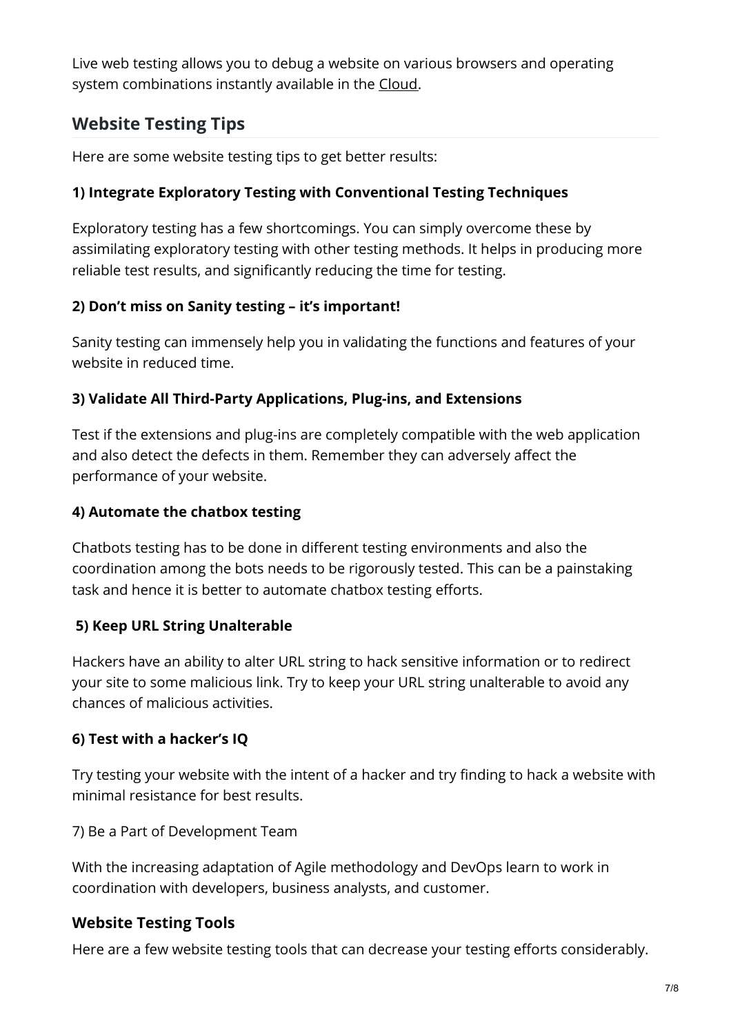Live web testing allows you to debug a website on various browsers and operating system combinations instantly available in the Cloud.

## Website Testing Tips

Here are some website testing tips to get better results:

**1) Integrate Exploratory Testing with Conventional Testing Techniques**

Exploratory testing has a few shortcomings. You can simply overcome these by assimilating exploratory testing with other testing methods. It helps in producing more reliable test results, and significantly reducing the time for testing.

**2) Don't miss on Sanity testing – it's important!**

Sanity testing can immensely help you in validating the functions and features of your website in reduced time.

**3) Validate All Third-Party Applications, Plug-ins, and Extensions**

Test if the extensions and plug-ins are completely compatible with the web application and also detect the defects in them. Remember they can adversely affect the performance of your website.

**4) Automate the chatbox testing**

Chatbots testing has to be done in different testing environments and also the coordination among the bots needs to be rigorously tested. This can be a painstaking task and hence it is better to automate chatbox testing efforts.

**5) Keep URL String Unalterable**

Hackers have an ability to alter URL string to hack sensitive information or to redirect your site to some malicious link. Try to keep your URL string unalterable to avoid any chances of malicious activities.

**6) Test with a hacker's IQ**

Try testing your website with the intent of a hacker and try finding to hack a website with minimal resistance for best results.

7) Be a Part of Development Team

With the increasing adaptation of Agile methodology and DevOps learn to work in coordination with developers, business analysts, and customer.

### Website Testing Tools

Here are a few website testing tools that can decrease your testing efforts considerably.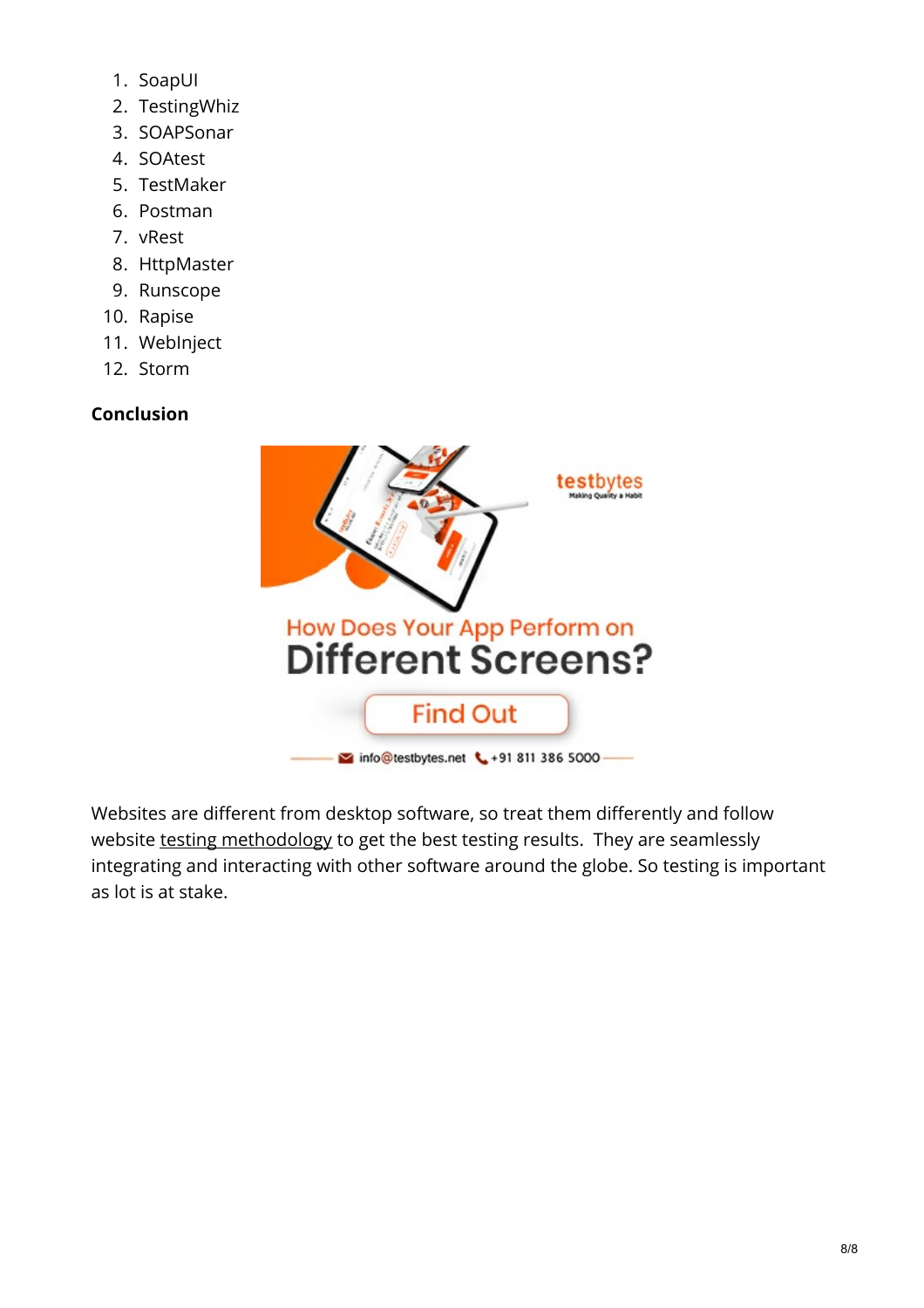1. SoapUI
2. TestingWhiz
3. SOAPSonar
4. SOAtest
5. TestMaker
6. Postman
7. vRest
8. HttpMaster
9. Runscope
10. Rapise
11. WebInject
12. Storm

**Conclusion**

Websites are different from desktop software, so treat them differently and follow website testing methodology to get the best testing results. They are seamlessly integrating and interacting with other software around the globe. So testing is important as lot is at stake.